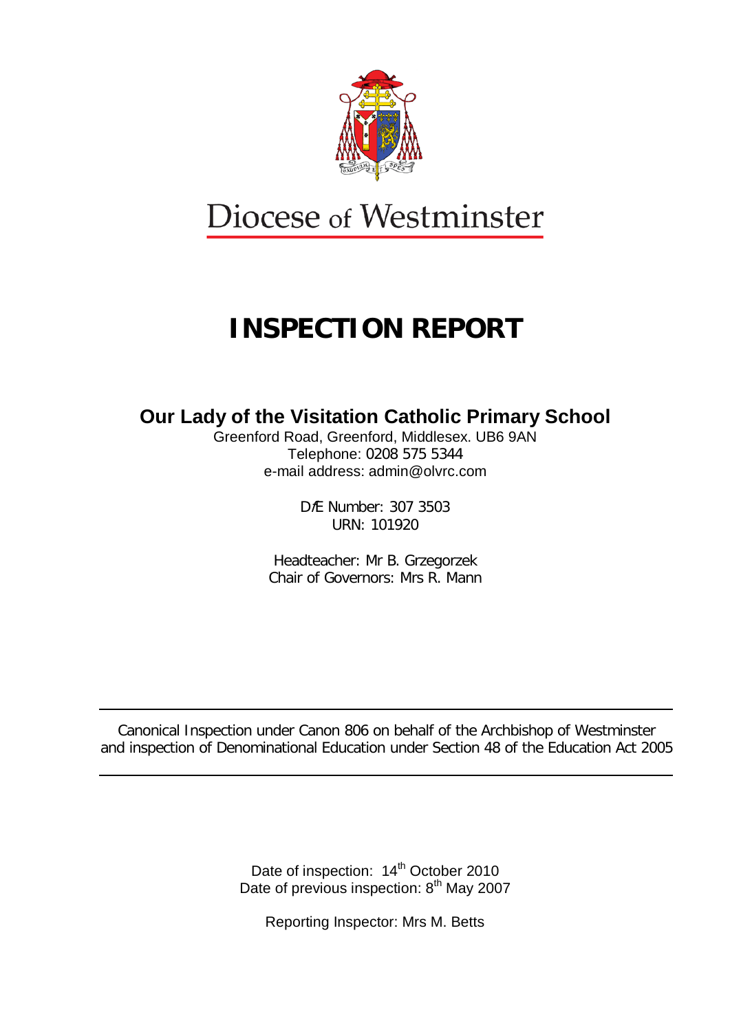Diocese of Westminster

# INSPECTION REPORT

## Our Lady of the Visitation Catholic Primary School

Greenford Road, Greenford, Middlesex. UB6 9AN
Telephone: 0208 575 5344
e-mail address: admin@olvrc.com

DfE Number: 307 3503
URN: 101920

Headteacher: Mr B. Grzegorzek
Chair of Governors: Mrs R. Mann

---

Canonical Inspection under Canon 806 on behalf of the Archbishop of Westminster and inspection of Denominational Education under Section 48 of the Education Act 2005

---

Date of inspection: 14th October 2010
Date of previous inspection: 8th May 2007

Reporting Inspector: Mrs M. Betts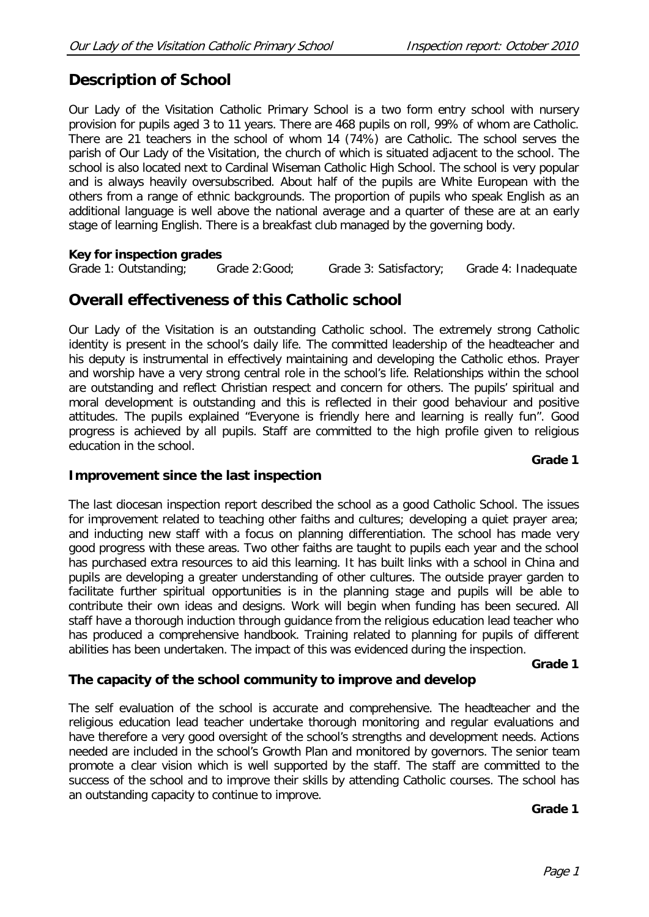## Description of School

Our Lady of the Visitation Catholic Primary School is a two form entry school with nursery provision for pupils aged 3 to 11 years. There are 468 pupils on roll, 99% of whom are Catholic. There are 21 teachers in the school of whom 14 (74%) are Catholic. The school serves the parish of Our Lady of the Visitation, the church of which is situated adjacent to the school. The school is also located next to Cardinal Wiseman Catholic High School. The school is very popular and is always heavily oversubscribed. About half of the pupils are White European with the others from a range of ethnic backgrounds. The proportion of pupils who speak English as an additional language is well above the national average and a quarter of these are at an early stage of learning English. There is a breakfast club managed by the governing body.

**Key for inspection grades**

Grade 1: Outstanding; Grade 2:Good; Grade 3: Satisfactory; Grade 4: Inadequate

## Overall effectiveness of this Catholic school

Our Lady of the Visitation is an outstanding Catholic school. The extremely strong Catholic identity is present in the school's daily life. The committed leadership of the headteacher and his deputy is instrumental in effectively maintaining and developing the Catholic ethos. Prayer and worship have a very strong central role in the school's life. Relationships within the school are outstanding and reflect Christian respect and concern for others. The pupils' spiritual and moral development is outstanding and this is reflected in their good behaviour and positive attitudes. The pupils explained "Everyone is friendly here and learning is really fun". Good progress is achieved by all pupils. Staff are committed to the high profile given to religious education in the school.

**Grade 1**

### Improvement since the last inspection

The last diocesan inspection report described the school as a good Catholic School. The issues for improvement related to teaching other faiths and cultures; developing a quiet prayer area; and inducting new staff with a focus on planning differentiation. The school has made very good progress with these areas. Two other faiths are taught to pupils each year and the school has purchased extra resources to aid this learning. It has built links with a school in China and pupils are developing a greater understanding of other cultures. The outside prayer garden to facilitate further spiritual opportunities is in the planning stage and pupils will be able to contribute their own ideas and designs. Work will begin when funding has been secured. All staff have a thorough induction through guidance from the religious education lead teacher who has produced a comprehensive handbook. Training related to planning for pupils of different abilities has been undertaken. The impact of this was evidenced during the inspection.

**Grade 1**

### The capacity of the school community to improve and develop

The self evaluation of the school is accurate and comprehensive. The headteacher and the religious education lead teacher undertake thorough monitoring and regular evaluations and have therefore a very good oversight of the school's strengths and development needs. Actions needed are included in the school's Growth Plan and monitored by governors. The senior team promote a clear vision which is well supported by the staff. The staff are committed to the success of the school and to improve their skills by attending Catholic courses. The school has an outstanding capacity to continue to improve.

**Grade 1**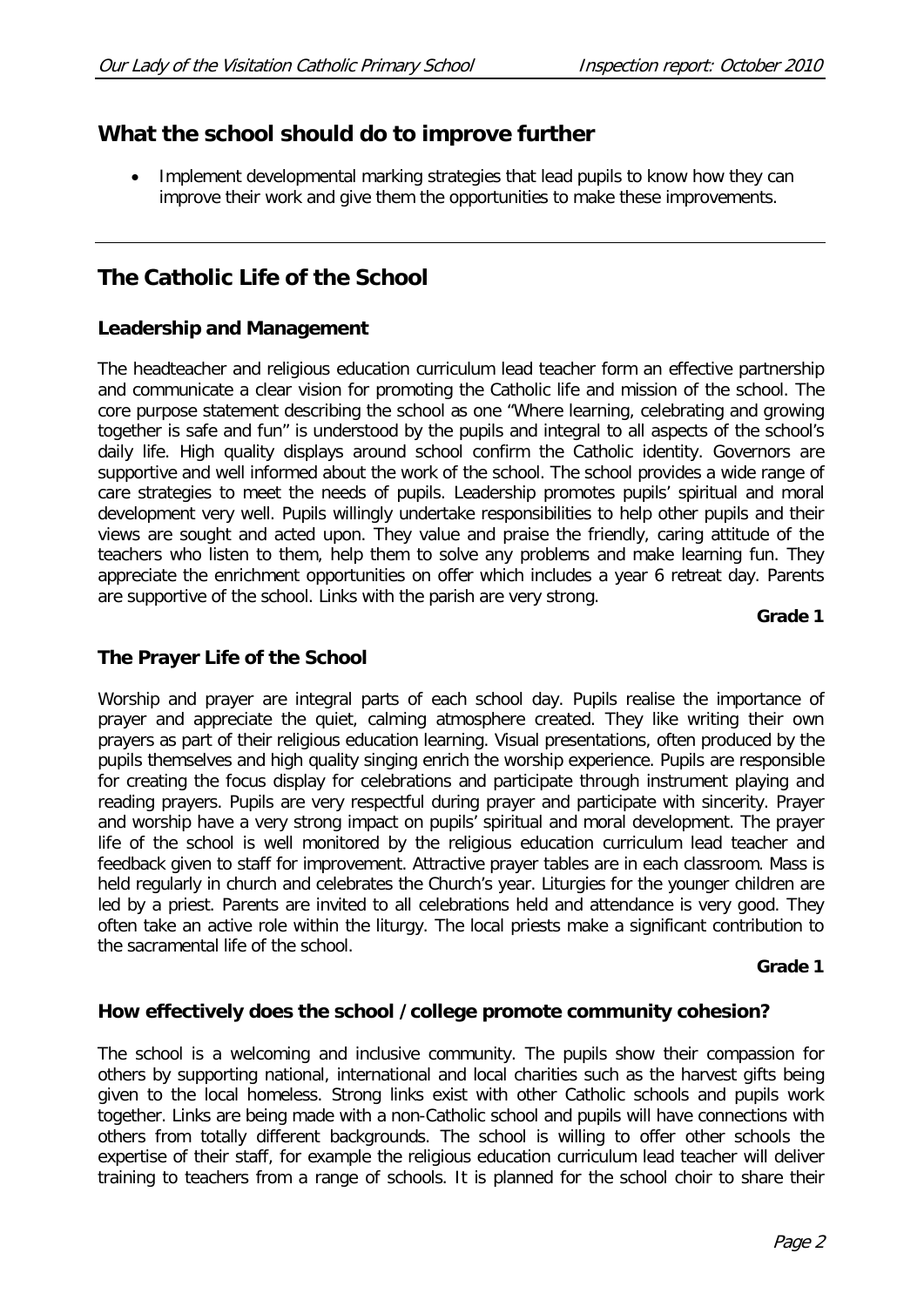## What the school should do to improve further

- Implement developmental marking strategies that lead pupils to know how they can improve their work and give them the opportunities to make these improvements.

---

## The Catholic Life of the School

### Leadership and Management

The headteacher and religious education curriculum lead teacher form an effective partnership and communicate a clear vision for promoting the Catholic life and mission of the school. The core purpose statement describing the school as one "Where learning, celebrating and growing together is safe and fun" is understood by the pupils and integral to all aspects of the school's daily life. High quality displays around school confirm the Catholic identity. Governors are supportive and well informed about the work of the school. The school provides a wide range of care strategies to meet the needs of pupils. Leadership promotes pupils' spiritual and moral development very well. Pupils willingly undertake responsibilities to help other pupils and their views are sought and acted upon. They value and praise the friendly, caring attitude of the teachers who listen to them, help them to solve any problems and make learning fun. They appreciate the enrichment opportunities on offer which includes a year 6 retreat day. Parents are supportive of the school. Links with the parish are very strong.

**Grade 1**

### The Prayer Life of the School

Worship and prayer are integral parts of each school day. Pupils realise the importance of prayer and appreciate the quiet, calming atmosphere created. They like writing their own prayers as part of their religious education learning. Visual presentations, often produced by the pupils themselves and high quality singing enrich the worship experience. Pupils are responsible for creating the focus display for celebrations and participate through instrument playing and reading prayers. Pupils are very respectful during prayer and participate with sincerity. Prayer and worship have a very strong impact on pupils' spiritual and moral development. The prayer life of the school is well monitored by the religious education curriculum lead teacher and feedback given to staff for improvement. Attractive prayer tables are in each classroom. Mass is held regularly in church and celebrates the Church's year. Liturgies for the younger children are led by a priest. Parents are invited to all celebrations held and attendance is very good. They often take an active role within the liturgy. The local priests make a significant contribution to the sacramental life of the school.

**Grade 1**

### How effectively does the school / college promote community cohesion?

The school is a welcoming and inclusive community. The pupils show their compassion for others by supporting national, international and local charities such as the harvest gifts being given to the local homeless. Strong links exist with other Catholic schools and pupils work together. Links are being made with a non-Catholic school and pupils will have connections with others from totally different backgrounds. The school is willing to offer other schools the expertise of their staff, for example the religious education curriculum lead teacher will deliver training to teachers from a range of schools. It is planned for the school choir to share their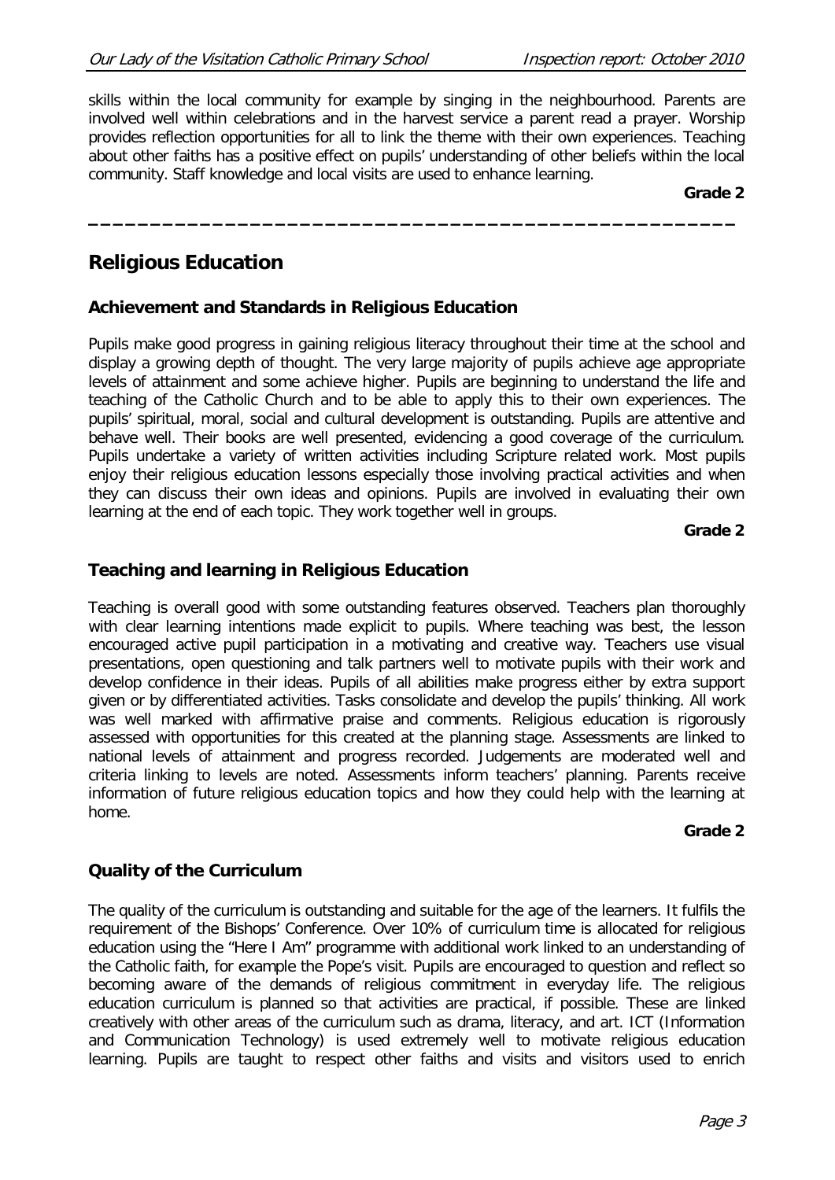skills within the local community for example by singing in the neighbourhood. Parents are involved well within celebrations and in the harvest service a parent read a prayer. Worship provides reflection opportunities for all to link the theme with their own experiences. Teaching about other faiths has a positive effect on pupils' understanding of other beliefs within the local community. Staff knowledge and local visits are used to enhance learning.

**Grade 2**

---

## Religious Education

### Achievement and Standards in Religious Education

Pupils make good progress in gaining religious literacy throughout their time at the school and display a growing depth of thought. The very large majority of pupils achieve age appropriate levels of attainment and some achieve higher. Pupils are beginning to understand the life and teaching of the Catholic Church and to be able to apply this to their own experiences. The pupils' spiritual, moral, social and cultural development is outstanding. Pupils are attentive and behave well. Their books are well presented, evidencing a good coverage of the curriculum. Pupils undertake a variety of written activities including Scripture related work. Most pupils enjoy their religious education lessons especially those involving practical activities and when they can discuss their own ideas and opinions. Pupils are involved in evaluating their own learning at the end of each topic. They work together well in groups.

**Grade 2**

### Teaching and learning in Religious Education

Teaching is overall good with some outstanding features observed. Teachers plan thoroughly with clear learning intentions made explicit to pupils. Where teaching was best, the lesson encouraged active pupil participation in a motivating and creative way. Teachers use visual presentations, open questioning and talk partners well to motivate pupils with their work and develop confidence in their ideas. Pupils of all abilities make progress either by extra support given or by differentiated activities. Tasks consolidate and develop the pupils' thinking. All work was well marked with affirmative praise and comments. Religious education is rigorously assessed with opportunities for this created at the planning stage. Assessments are linked to national levels of attainment and progress recorded. Judgements are moderated well and criteria linking to levels are noted. Assessments inform teachers' planning. Parents receive information of future religious education topics and how they could help with the learning at home.

**Grade 2**

### Quality of the Curriculum

The quality of the curriculum is outstanding and suitable for the age of the learners. It fulfils the requirement of the Bishops' Conference. Over 10% of curriculum time is allocated for religious education using the "Here I Am" programme with additional work linked to an understanding of the Catholic faith, for example the Pope's visit. Pupils are encouraged to question and reflect so becoming aware of the demands of religious commitment in everyday life. The religious education curriculum is planned so that activities are practical, if possible. These are linked creatively with other areas of the curriculum such as drama, literacy, and art. ICT (Information and Communication Technology) is used extremely well to motivate religious education learning. Pupils are taught to respect other faiths and visits and visitors used to enrich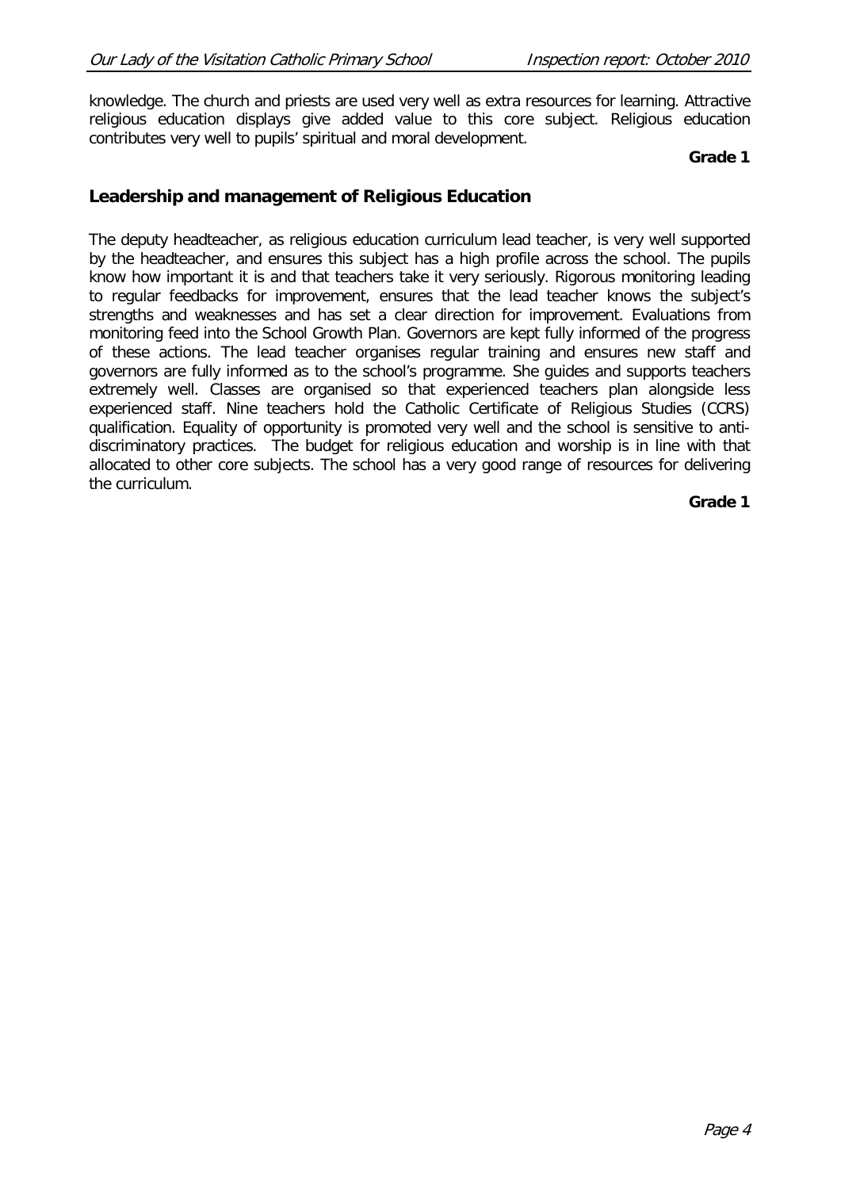knowledge. The church and priests are used very well as extra resources for learning. Attractive religious education displays give added value to this core subject. Religious education contributes very well to pupils' spiritual and moral development.

**Grade 1**

## Leadership and management of Religious Education

The deputy headteacher, as religious education curriculum lead teacher, is very well supported by the headteacher, and ensures this subject has a high profile across the school. The pupils know how important it is and that teachers take it very seriously. Rigorous monitoring leading to regular feedbacks for improvement, ensures that the lead teacher knows the subject's strengths and weaknesses and has set a clear direction for improvement. Evaluations from monitoring feed into the School Growth Plan. Governors are kept fully informed of the progress of these actions. The lead teacher organises regular training and ensures new staff and governors are fully informed as to the school's programme. She guides and supports teachers extremely well. Classes are organised so that experienced teachers plan alongside less experienced staff. Nine teachers hold the Catholic Certificate of Religious Studies (CCRS) qualification. Equality of opportunity is promoted very well and the school is sensitive to anti-discriminatory practices. The budget for religious education and worship is in line with that allocated to other core subjects. The school has a very good range of resources for delivering the curriculum.

**Grade 1**